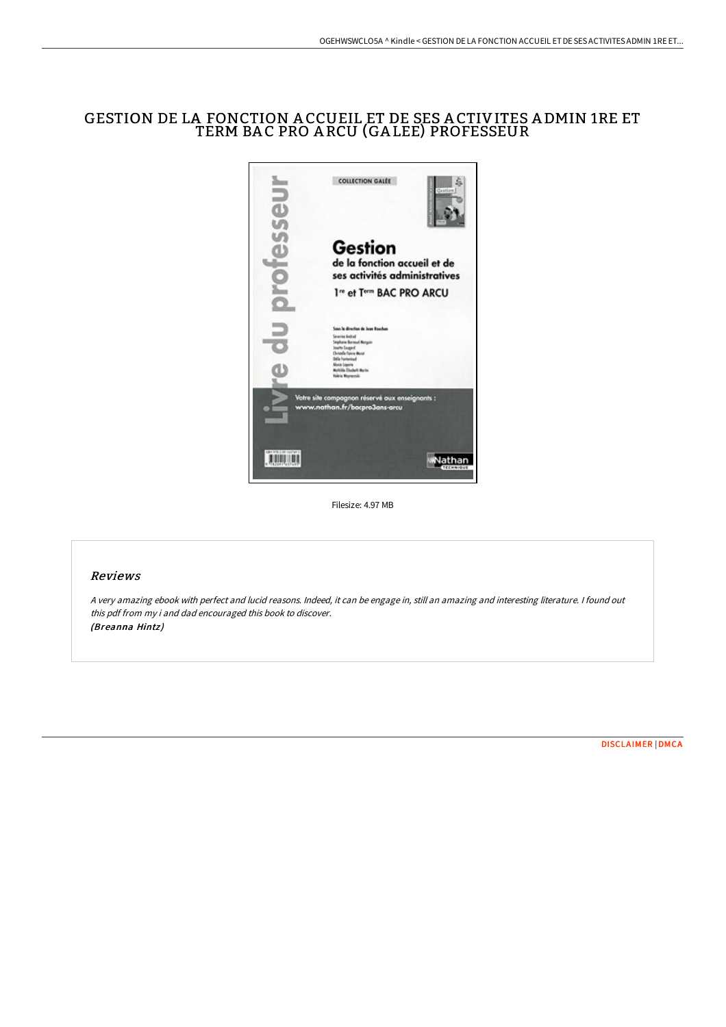# GESTION DE LA FONCTION ACCUEIL ET DE SES ACTIVITES ADMIN 1RE ET TERM BAC PRO ARCU (GALEE) PROFESSEUR

Filesize: 4.97 MB

## Reviews

*A very amazing ebook with perfect and lucid reasons. Indeed, it can be engage in, still an amazing and interesting literature. I found out this pdf from my i and dad encouraged this book to discover.*

*(Breanna Hintz)*

DISCLAIMER | DMCA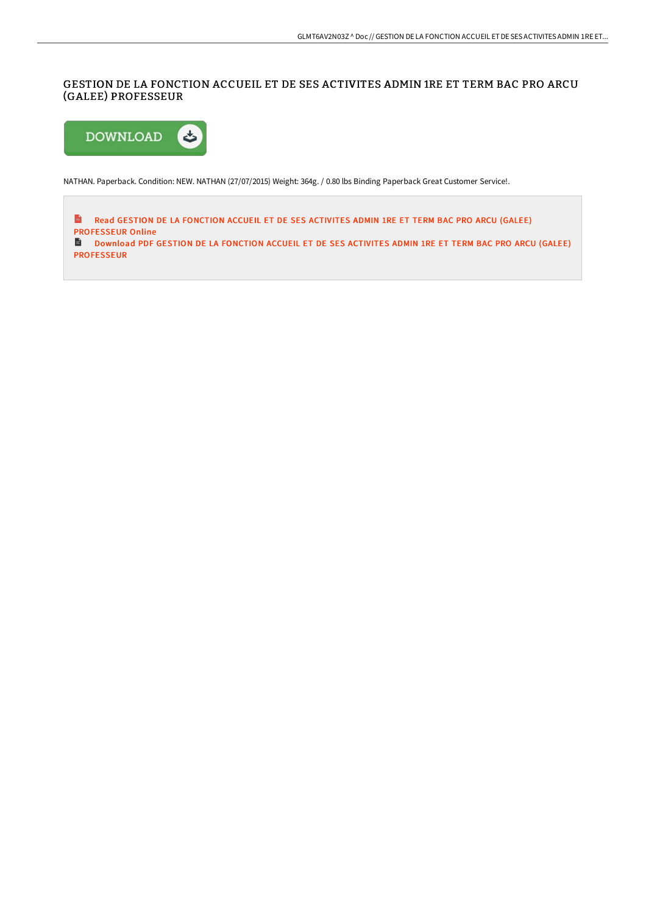# GESTION DE LA FONCTION ACCUEIL ET DE SES ACTIVITES ADMIN 1RE ET TERM BAC PRO ARCU (GALEE) PROFESSEUR

NATHAN. Paperback. Condition: NEW. NATHAN (27/07/2015) Weight: 364g. / 0.80 lbs Binding Paperback Great Customer Service!.

Read GESTION DE LA FONCTION ACCUEIL ET DE SES ACTIVITES ADMIN 1RE ET TERM BAC PRO ARCU (GALEE) PROFESSEUR Online

Download PDF GESTION DE LA FONCTION ACCUEIL ET DE SES ACTIVITES ADMIN 1RE ET TERM BAC PRO ARCU (GALEE) PROFESSEUR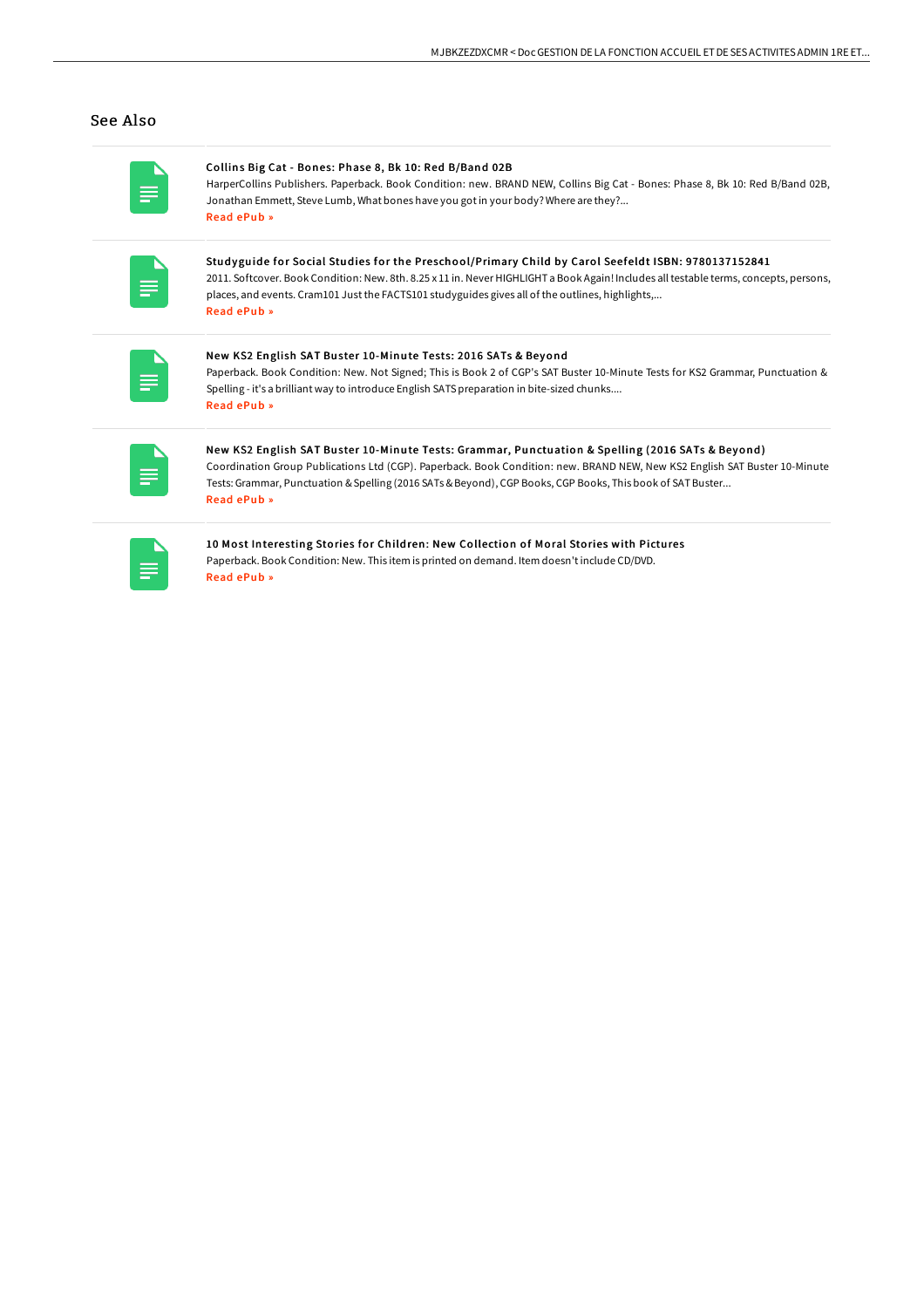## See Also

**Collins Big Cat - Bones: Phase 8, Bk 10: Red B/Band 02B**
HarperCollins Publishers. Paperback. Book Condition: new. BRAND NEW, Collins Big Cat - Bones: Phase 8, Bk 10: Red B/Band 02B, Jonathan Emmett, Steve Lumb, What bones have you got in your body? Where are they?...
Read ePub »

**Studyguide for Social Studies for the Preschool/Primary Child by Carol Seefeldt ISBN: 9780137152841**
2011. Softcover. Book Condition: New. 8th. 8.25 x 11 in. Never HIGHLIGHT a Book Again! Includes all testable terms, concepts, persons, places, and events. Cram101 Just the FACTS101 studyguides gives all of the outlines, highlights,...
Read ePub »

**New KS2 English SAT Buster 10-Minute Tests: 2016 SATs & Beyond**
Paperback. Book Condition: New. Not Signed; This is Book 2 of CGP's SAT Buster 10-Minute Tests for KS2 Grammar, Punctuation & Spelling - it's a brilliant way to introduce English SATS preparation in bite-sized chunks....
Read ePub »

**New KS2 English SAT Buster 10-Minute Tests: Grammar, Punctuation & Spelling (2016 SATs & Beyond)**
Coordination Group Publications Ltd (CGP). Paperback. Book Condition: new. BRAND NEW, New KS2 English SAT Buster 10-Minute Tests: Grammar, Punctuation & Spelling (2016 SATs & Beyond), CGP Books, CGP Books, This book of SAT Buster...
Read ePub »

**10 Most Interesting Stories for Children: New Collection of Moral Stories with Pictures**
Paperback. Book Condition: New. This item is printed on demand. Item doesn't include CD/DVD.
Read ePub »